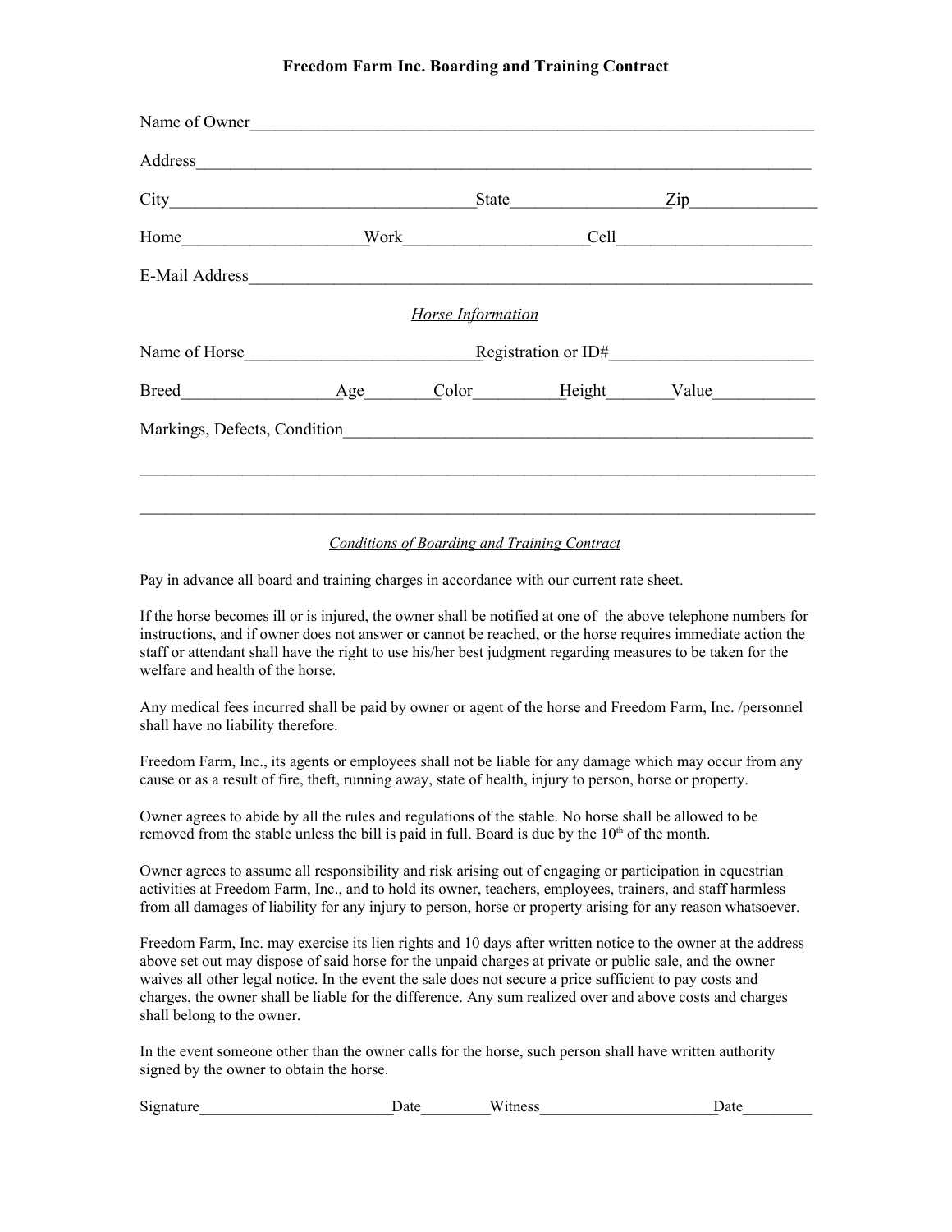# Freedom Farm Inc. Boarding and Training Contract

Name of Owner_____________________________________________________________________

Address__________________________________________________________________________

City___________________________________State__________________Zip_______________

Home_____________________Work_____________________Cell_______________________

E-Mail Address_____________________________________________________________________

*Horse Information*

Name of Horse___________________________Registration or ID#________________________

Breed__________________Age________Color__________Height________Value____________

Markings, Defects, Condition__________________________________________________________

___________________________________________________________________________________

___________________________________________________________________________________

*Conditions of Boarding and Training Contract*

Pay in advance all board and training charges in accordance with our current rate sheet.

If the horse becomes ill or is injured, the owner shall be notified at one of the above telephone numbers for instructions, and if owner does not answer or cannot be reached, or the horse requires immediate action the staff or attendant shall have the right to use his/her best judgment regarding measures to be taken for the welfare and health of the horse.

Any medical fees incurred shall be paid by owner or agent of the horse and Freedom Farm, Inc. /personnel shall have no liability therefore.

Freedom Farm, Inc., its agents or employees shall not be liable for any damage which may occur from any cause or as a result of fire, theft, running away, state of health, injury to person, horse or property.

Owner agrees to abide by all the rules and regulations of the stable. No horse shall be allowed to be removed from the stable unless the bill is paid in full. Board is due by the 10th of the month.

Owner agrees to assume all responsibility and risk arising out of engaging or participation in equestrian activities at Freedom Farm, Inc., and to hold its owner, teachers, employees, trainers, and staff harmless from all damages of liability for any injury to person, horse or property arising for any reason whatsoever.

Freedom Farm, Inc. may exercise its lien rights and 10 days after written notice to the owner at the address above set out may dispose of said horse for the unpaid charges at private or public sale, and the owner waives all other legal notice. In the event the sale does not secure a price sufficient to pay costs and charges, the owner shall be liable for the difference. Any sum realized over and above costs and charges shall belong to the owner.

In the event someone other than the owner calls for the horse, such person shall have written authority signed by the owner to obtain the horse.

Signature________________________Date_________Witness______________________Date_________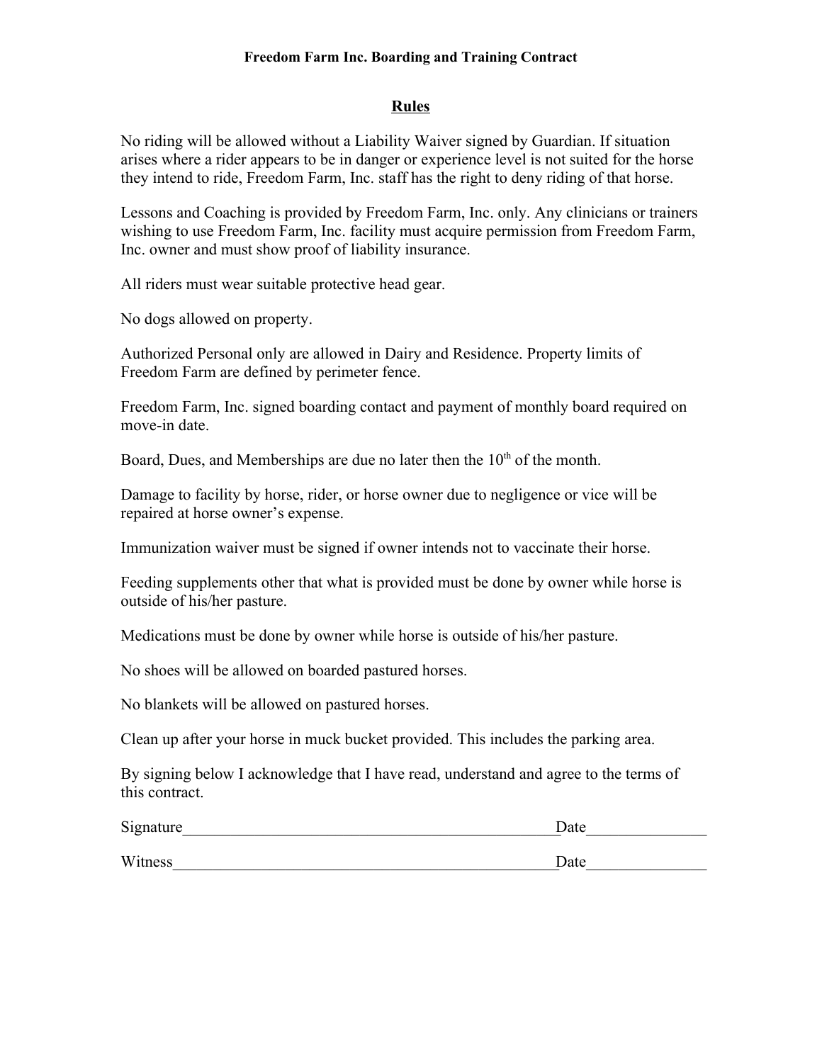**Freedom Farm Inc. Boarding and Training Contract**

## Rules

No riding will be allowed without a Liability Waiver signed by Guardian. If situation arises where a rider appears to be in danger or experience level is not suited for the horse they intend to ride, Freedom Farm, Inc. staff has the right to deny riding of that horse.

Lessons and Coaching is provided by Freedom Farm, Inc. only. Any clinicians or trainers wishing to use Freedom Farm, Inc. facility must acquire permission from Freedom Farm, Inc. owner and must show proof of liability insurance.

All riders must wear suitable protective head gear.

No dogs allowed on property.

Authorized Personal only are allowed in Dairy and Residence. Property limits of Freedom Farm are defined by perimeter fence.

Freedom Farm, Inc. signed boarding contact and payment of monthly board required on move-in date.

Board, Dues, and Memberships are due no later then the 10th of the month.

Damage to facility by horse, rider, or horse owner due to negligence or vice will be repaired at horse owner's expense.

Immunization waiver must be signed if owner intends not to vaccinate their horse.

Feeding supplements other that what is provided must be done by owner while horse is outside of his/her pasture.

Medications must be done by owner while horse is outside of his/her pasture.

No shoes will be allowed on boarded pastured horses.

No blankets will be allowed on pastured horses.

Clean up after your horse in muck bucket provided. This includes the parking area.

By signing below I acknowledge that I have read, understand and agree to the terms of this contract.

Signature_______________________________________________Date_______________

Witness_________________________________________________Date_______________